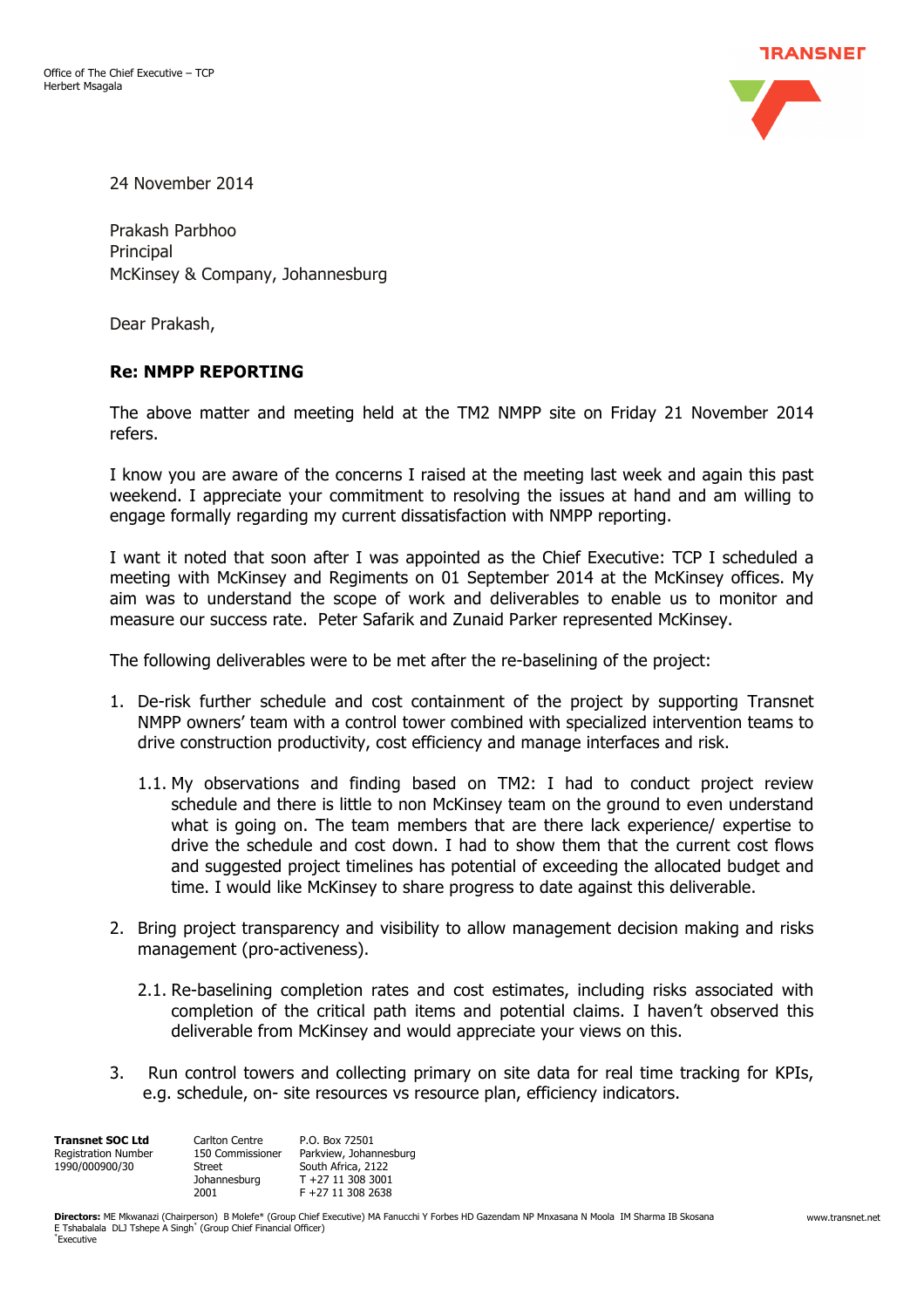Office of The Chief Executive – TCP
Herbert Msagala

TRANSNET

24 November 2014

Prakash Parbhoo
Principal
McKinsey & Company, Johannesburg

Dear Prakash,

**Re: NMPP REPORTING**

The above matter and meeting held at the TM2 NMPP site on Friday 21 November 2014 refers.

I know you are aware of the concerns I raised at the meeting last week and again this past weekend. I appreciate your commitment to resolving the issues at hand and am willing to engage formally regarding my current dissatisfaction with NMPP reporting.

I want it noted that soon after I was appointed as the Chief Executive: TCP I scheduled a meeting with McKinsey and Regiments on 01 September 2014 at the McKinsey offices. My aim was to understand the scope of work and deliverables to enable us to monitor and measure our success rate. Peter Safarik and Zunaid Parker represented McKinsey.

The following deliverables were to be met after the re-baselining of the project:

1. De-risk further schedule and cost containment of the project by supporting Transnet NMPP owners' team with a control tower combined with specialized intervention teams to drive construction productivity, cost efficiency and manage interfaces and risk.

   1.1. My observations and finding based on TM2: I had to conduct project review schedule and there is little to non McKinsey team on the ground to even understand what is going on. The team members that are there lack experience/ expertise to drive the schedule and cost down. I had to show them that the current cost flows and suggested project timelines has potential of exceeding the allocated budget and time. I would like McKinsey to share progress to date against this deliverable.

2. Bring project transparency and visibility to allow management decision making and risks management (pro-activeness).

   2.1. Re-baselining completion rates and cost estimates, including risks associated with completion of the critical path items and potential claims. I haven't observed this deliverable from McKinsey and would appreciate your views on this.

3. Run control towers and collecting primary on site data for real time tracking for KPIs, e.g. schedule, on- site resources vs resource plan, efficiency indicators.

**Transnet SOC Ltd**
Registration Number
1990/000900/30

Carlton Centre
150 Commissioner Street
Johannesburg
2001

P.O. Box 72501
Parkview, Johannesburg
South Africa, 2122
T +27 11 308 3001
F +27 11 308 2638

**Directors:** ME Mkwanazi (Chairperson) B Molefe* (Group Chief Executive) MA Fanucchi Y Forbes HD Gazendam NP Mnxasana N Moola IM Sharma IB Skosana E Tshabalala DLJ Tshepe A Singh* (Group Chief Financial Officer)
*Executive

www.transnet.net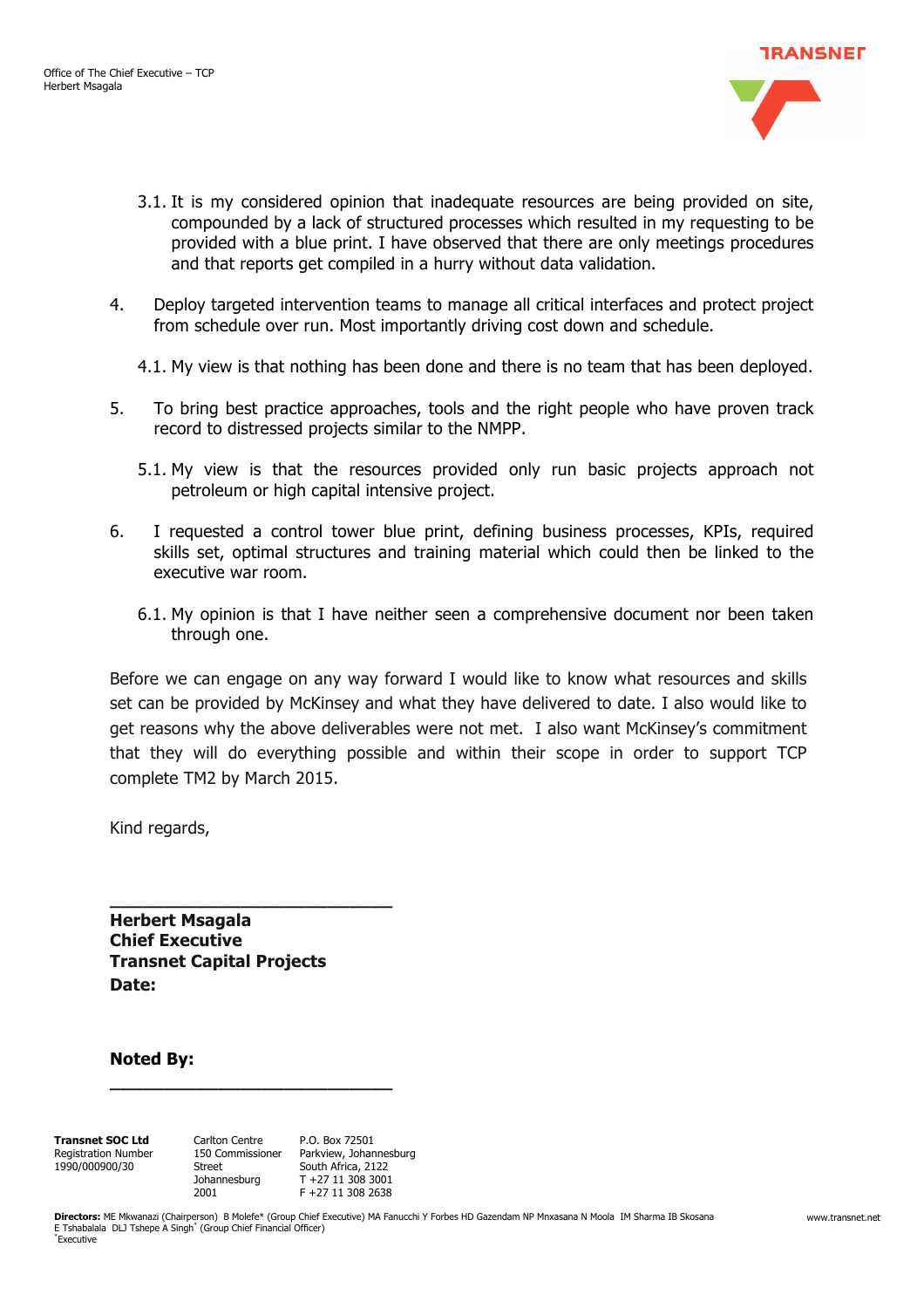3.1. It is my considered opinion that inadequate resources are being provided on site, compounded by a lack of structured processes which resulted in my requesting to be provided with a blue print. I have observed that there are only meetings procedures and that reports get compiled in a hurry without data validation.

4. Deploy targeted intervention teams to manage all critical interfaces and protect project from schedule over run. Most importantly driving cost down and schedule.

   4.1. My view is that nothing has been done and there is no team that has been deployed.

5. To bring best practice approaches, tools and the right people who have proven track record to distressed projects similar to the NMPP.

   5.1. My view is that the resources provided only run basic projects approach not petroleum or high capital intensive project.

6. I requested a control tower blue print, defining business processes, KPIs, required skills set, optimal structures and training material which could then be linked to the executive war room.

   6.1. My opinion is that I have neither seen a comprehensive document nor been taken through one.

Before we can engage on any way forward I would like to know what resources and skills set can be provided by McKinsey and what they have delivered to date. I also would like to get reasons why the above deliverables were not met. I also want McKinsey's commitment that they will do everything possible and within their scope in order to support TCP complete TM2 by March 2015.

Kind regards,

\_\_\_\_\_\_\_\_\_\_\_\_\_\_\_\_\_\_\_\_\_\_\_\_\_\_\_\_\_\_

**Herbert Msagala**
**Chief Executive**
**Transnet Capital Projects**
**Date:**

**Noted By:**

\_\_\_\_\_\_\_\_\_\_\_\_\_\_\_\_\_\_\_\_\_\_\_\_\_\_\_\_\_\_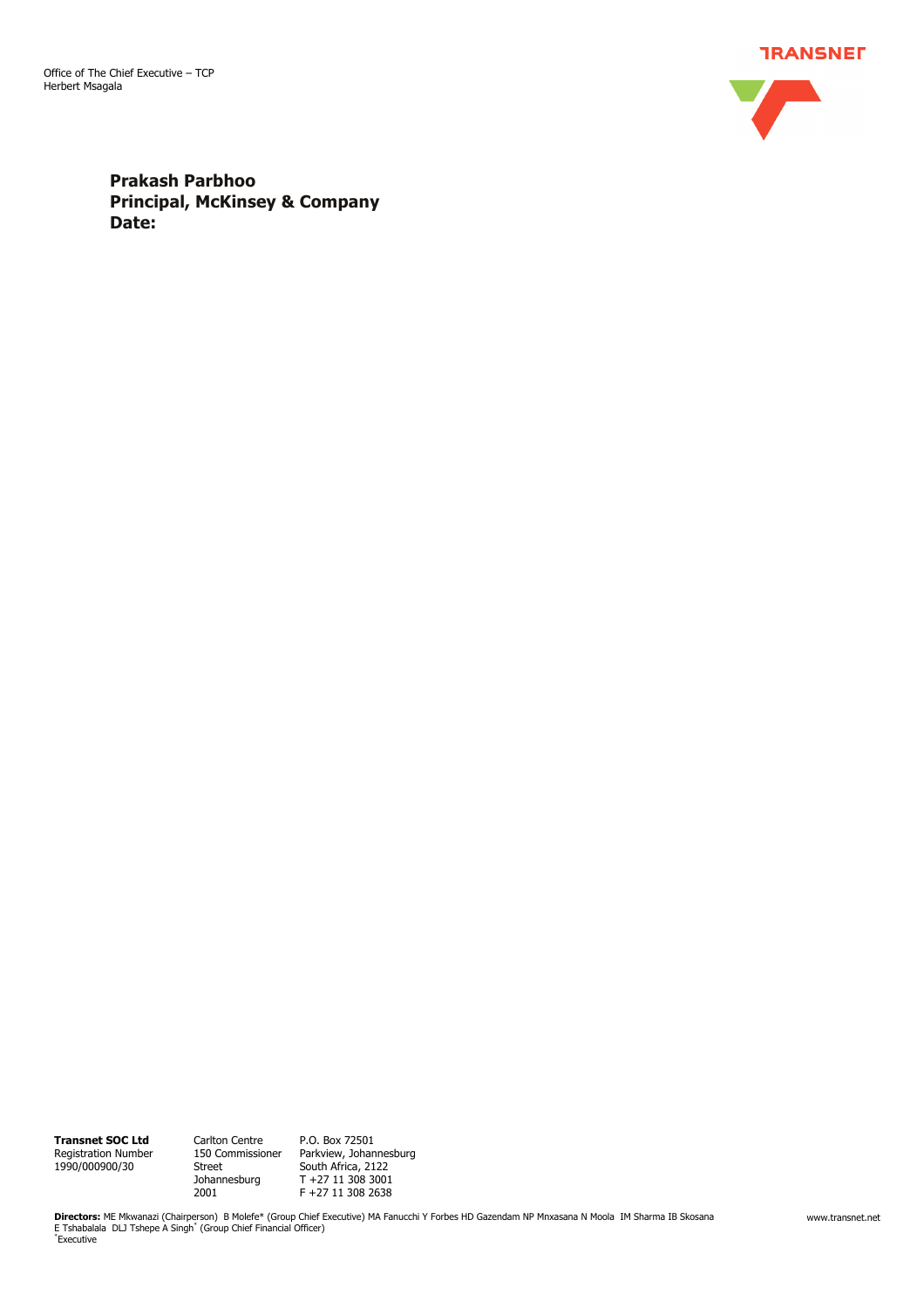Office of The Chief Executive – TCP
Herbert Msagala

**Prakash Parbhoo**
**Principal, McKinsey & Company**
**Date:**

**Transnet SOC Ltd**
Registration Number
1990/000900/30

Carlton Centre
150 Commissioner Street
Johannesburg
2001

P.O. Box 72501
Parkview, Johannesburg
South Africa, 2122
T +27 11 308 3001
F +27 11 308 2638

**Directors:** ME Mkwanazi (Chairperson) B Molefe* (Group Chief Executive) MA Fanucchi Y Forbes HD Gazendam NP Mnxasana N Moola IM Sharma IB Skosana E Tshabalala DLJ Tshepe A Singh* (Group Chief Financial Officer)
*Executive

www.transnet.net